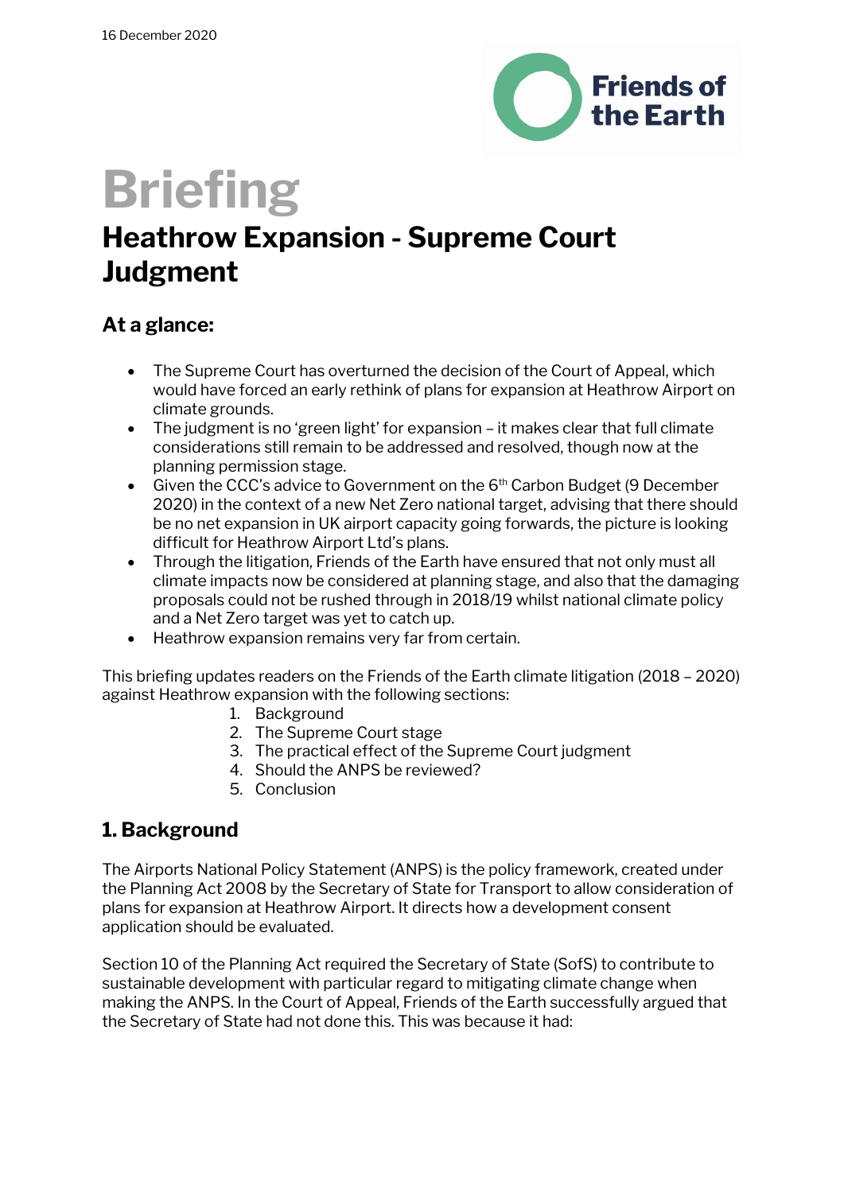16 December 2020

Friends of the Earth

# Briefing

## Heathrow Expansion - Supreme Court Judgment

### At a glance:

- The Supreme Court has overturned the decision of the Court of Appeal, which would have forced an early rethink of plans for expansion at Heathrow Airport on climate grounds.
- The judgment is no 'green light' for expansion – it makes clear that full climate considerations still remain to be addressed and resolved, though now at the planning permission stage.
- Given the CCC's advice to Government on the 6th Carbon Budget (9 December 2020) in the context of a new Net Zero national target, advising that there should be no net expansion in UK airport capacity going forwards, the picture is looking difficult for Heathrow Airport Ltd's plans.
- Through the litigation, Friends of the Earth have ensured that not only must all climate impacts now be considered at planning stage, and also that the damaging proposals could not be rushed through in 2018/19 whilst national climate policy and a Net Zero target was yet to catch up.
- Heathrow expansion remains very far from certain.

This briefing updates readers on the Friends of the Earth climate litigation (2018 – 2020) against Heathrow expansion with the following sections:

1. Background
2. The Supreme Court stage
3. The practical effect of the Supreme Court judgment
4. Should the ANPS be reviewed?
5. Conclusion

### 1. Background

The Airports National Policy Statement (ANPS) is the policy framework, created under the Planning Act 2008 by the Secretary of State for Transport to allow consideration of plans for expansion at Heathrow Airport. It directs how a development consent application should be evaluated.

Section 10 of the Planning Act required the Secretary of State (SofS) to contribute to sustainable development with particular regard to mitigating climate change when making the ANPS. In the Court of Appeal, Friends of the Earth successfully argued that the Secretary of State had not done this. This was because it had: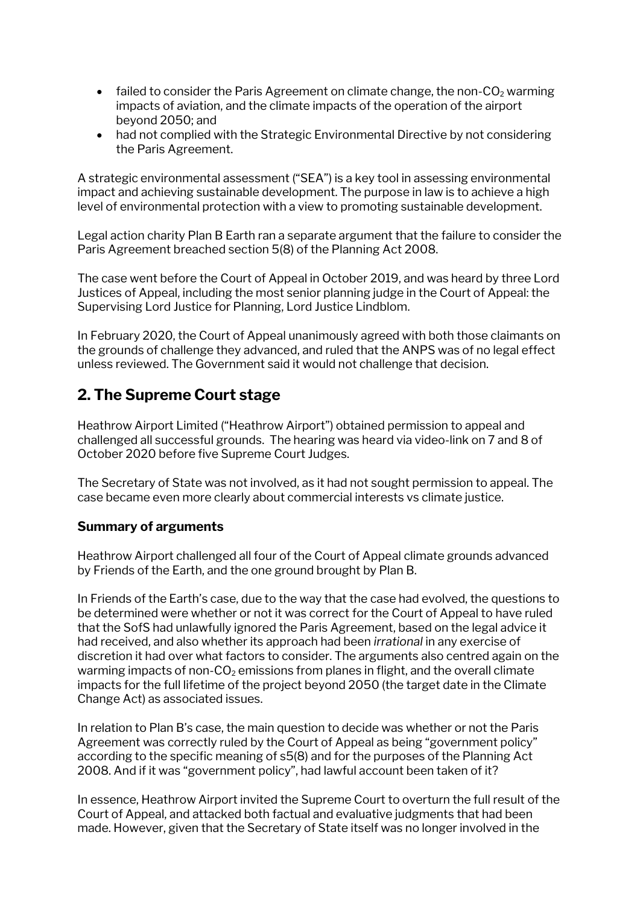- failed to consider the Paris Agreement on climate change, the non-$CO_2$ warming impacts of aviation, and the climate impacts of the operation of the airport beyond 2050; and
- had not complied with the Strategic Environmental Directive by not considering the Paris Agreement.

A strategic environmental assessment ("SEA") is a key tool in assessing environmental impact and achieving sustainable development. The purpose in law is to achieve a high level of environmental protection with a view to promoting sustainable development.

Legal action charity Plan B Earth ran a separate argument that the failure to consider the Paris Agreement breached section 5(8) of the Planning Act 2008.

The case went before the Court of Appeal in October 2019, and was heard by three Lord Justices of Appeal, including the most senior planning judge in the Court of Appeal: the Supervising Lord Justice for Planning, Lord Justice Lindblom.

In February 2020, the Court of Appeal unanimously agreed with both those claimants on the grounds of challenge they advanced, and ruled that the ANPS was of no legal effect unless reviewed. The Government said it would not challenge that decision.

## 2. The Supreme Court stage

Heathrow Airport Limited ("Heathrow Airport") obtained permission to appeal and challenged all successful grounds. The hearing was heard via video-link on 7 and 8 of October 2020 before five Supreme Court Judges.

The Secretary of State was not involved, as it had not sought permission to appeal. The case became even more clearly about commercial interests vs climate justice.

### Summary of arguments

Heathrow Airport challenged all four of the Court of Appeal climate grounds advanced by Friends of the Earth, and the one ground brought by Plan B.

In Friends of the Earth's case, due to the way that the case had evolved, the questions to be determined were whether or not it was correct for the Court of Appeal to have ruled that the SofS had unlawfully ignored the Paris Agreement, based on the legal advice it had received, and also whether its approach had been *irrational* in any exercise of discretion it had over what factors to consider. The arguments also centred again on the warming impacts of non-$CO_2$ emissions from planes in flight, and the overall climate impacts for the full lifetime of the project beyond 2050 (the target date in the Climate Change Act) as associated issues.

In relation to Plan B's case, the main question to decide was whether or not the Paris Agreement was correctly ruled by the Court of Appeal as being "government policy" according to the specific meaning of s5(8) and for the purposes of the Planning Act 2008. And if it was "government policy", had lawful account been taken of it?

In essence, Heathrow Airport invited the Supreme Court to overturn the full result of the Court of Appeal, and attacked both factual and evaluative judgments that had been made. However, given that the Secretary of State itself was no longer involved in the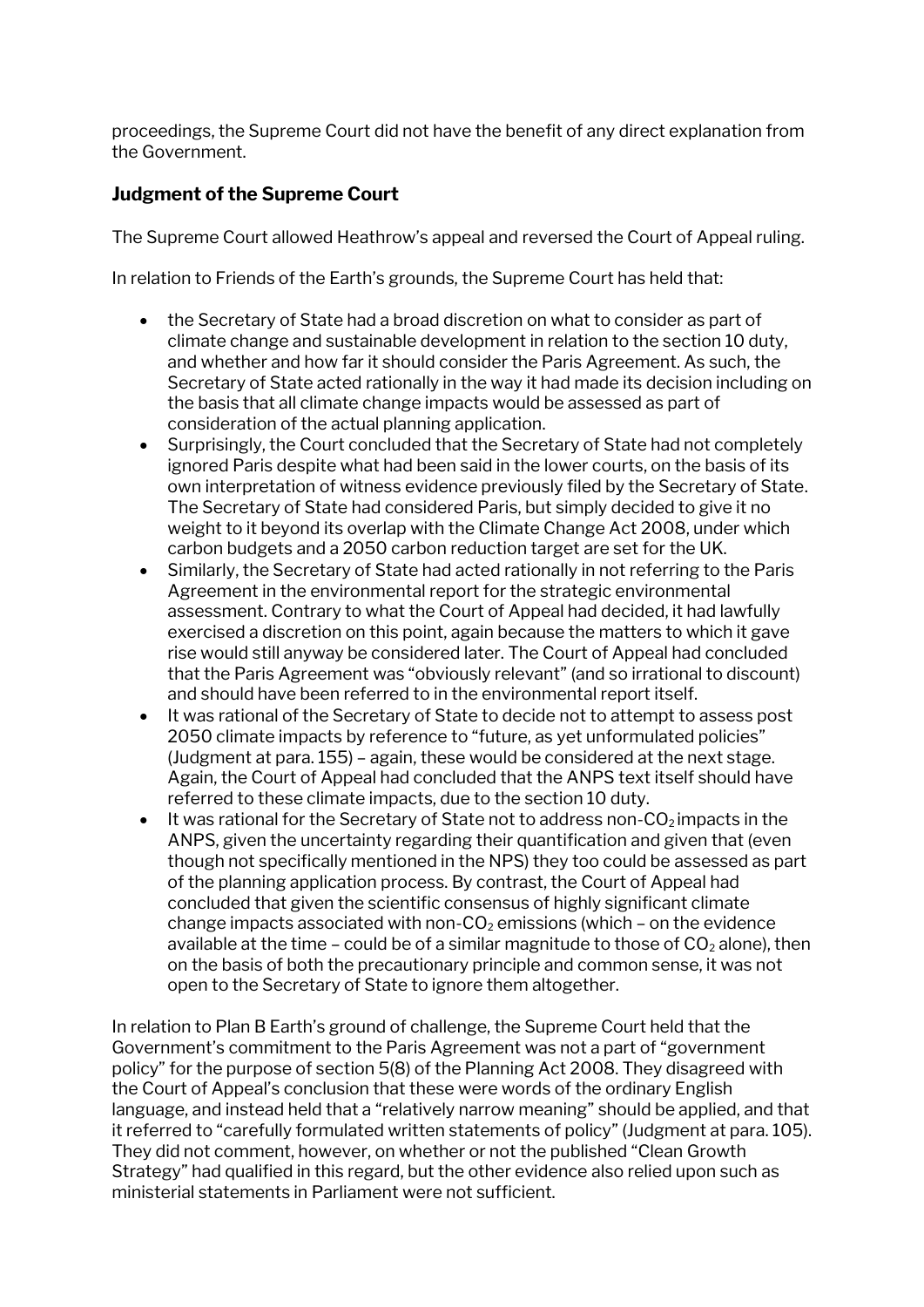proceedings, the Supreme Court did not have the benefit of any direct explanation from the Government.

## Judgment of the Supreme Court

The Supreme Court allowed Heathrow's appeal and reversed the Court of Appeal ruling.

In relation to Friends of the Earth's grounds, the Supreme Court has held that:

- the Secretary of State had a broad discretion on what to consider as part of climate change and sustainable development in relation to the section 10 duty, and whether and how far it should consider the Paris Agreement. As such, the Secretary of State acted rationally in the way it had made its decision including on the basis that all climate change impacts would be assessed as part of consideration of the actual planning application.
- Surprisingly, the Court concluded that the Secretary of State had not completely ignored Paris despite what had been said in the lower courts, on the basis of its own interpretation of witness evidence previously filed by the Secretary of State. The Secretary of State had considered Paris, but simply decided to give it no weight to it beyond its overlap with the Climate Change Act 2008, under which carbon budgets and a 2050 carbon reduction target are set for the UK.
- Similarly, the Secretary of State had acted rationally in not referring to the Paris Agreement in the environmental report for the strategic environmental assessment. Contrary to what the Court of Appeal had decided, it had lawfully exercised a discretion on this point, again because the matters to which it gave rise would still anyway be considered later. The Court of Appeal had concluded that the Paris Agreement was "obviously relevant" (and so irrational to discount) and should have been referred to in the environmental report itself.
- It was rational of the Secretary of State to decide not to attempt to assess post 2050 climate impacts by reference to "future, as yet unformulated policies" (Judgment at para. 155) – again, these would be considered at the next stage. Again, the Court of Appeal had concluded that the ANPS text itself should have referred to these climate impacts, due to the section 10 duty.
- It was rational for the Secretary of State not to address non-$CO_2$ impacts in the ANPS, given the uncertainty regarding their quantification and given that (even though not specifically mentioned in the NPS) they too could be assessed as part of the planning application process. By contrast, the Court of Appeal had concluded that given the scientific consensus of highly significant climate change impacts associated with non-$CO_2$ emissions (which – on the evidence available at the time – could be of a similar magnitude to those of $CO_2$ alone), then on the basis of both the precautionary principle and common sense, it was not open to the Secretary of State to ignore them altogether.

In relation to Plan B Earth's ground of challenge, the Supreme Court held that the Government's commitment to the Paris Agreement was not a part of "government policy" for the purpose of section 5(8) of the Planning Act 2008. They disagreed with the Court of Appeal's conclusion that these were words of the ordinary English language, and instead held that a "relatively narrow meaning" should be applied, and that it referred to "carefully formulated written statements of policy" (Judgment at para. 105). They did not comment, however, on whether or not the published "Clean Growth Strategy" had qualified in this regard, but the other evidence also relied upon such as ministerial statements in Parliament were not sufficient.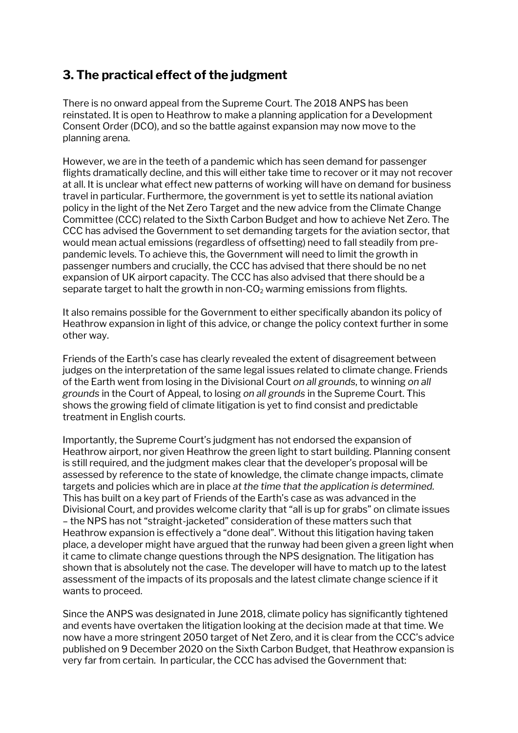## 3. The practical effect of the judgment

There is no onward appeal from the Supreme Court. The 2018 ANPS has been reinstated. It is open to Heathrow to make a planning application for a Development Consent Order (DCO), and so the battle against expansion may now move to the planning arena.

However, we are in the teeth of a pandemic which has seen demand for passenger flights dramatically decline, and this will either take time to recover or it may not recover at all. It is unclear what effect new patterns of working will have on demand for business travel in particular. Furthermore, the government is yet to settle its national aviation policy in the light of the Net Zero Target and the new advice from the Climate Change Committee (CCC) related to the Sixth Carbon Budget and how to achieve Net Zero. The CCC has advised the Government to set demanding targets for the aviation sector, that would mean actual emissions (regardless of offsetting) need to fall steadily from pre-pandemic levels. To achieve this, the Government will need to limit the growth in passenger numbers and crucially, the CCC has advised that there should be no net expansion of UK airport capacity. The CCC has also advised that there should be a separate target to halt the growth in non-$CO_2$ warming emissions from flights.

It also remains possible for the Government to either specifically abandon its policy of Heathrow expansion in light of this advice, or change the policy context further in some other way.

Friends of the Earth's case has clearly revealed the extent of disagreement between judges on the interpretation of the same legal issues related to climate change. Friends of the Earth went from losing in the Divisional Court *on all grounds*, to winning *on all grounds* in the Court of Appeal, to losing *on all grounds* in the Supreme Court. This shows the growing field of climate litigation is yet to find consist and predictable treatment in English courts.

Importantly, the Supreme Court's judgment has not endorsed the expansion of Heathrow airport, nor given Heathrow the green light to start building. Planning consent is still required, and the judgment makes clear that the developer's proposal will be assessed by reference to the state of knowledge, the climate change impacts, climate targets and policies which are in place *at the time that the application is determined.* This has built on a key part of Friends of the Earth's case as was advanced in the Divisional Court, and provides welcome clarity that "all is up for grabs" on climate issues – the NPS has not "straight-jacketed" consideration of these matters such that Heathrow expansion is effectively a "done deal". Without this litigation having taken place, a developer might have argued that the runway had been given a green light when it came to climate change questions through the NPS designation. The litigation has shown that is absolutely not the case. The developer will have to match up to the latest assessment of the impacts of its proposals and the latest climate change science if it wants to proceed.

Since the ANPS was designated in June 2018, climate policy has significantly tightened and events have overtaken the litigation looking at the decision made at that time. We now have a more stringent 2050 target of Net Zero, and it is clear from the CCC's advice published on 9 December 2020 on the Sixth Carbon Budget, that Heathrow expansion is very far from certain. In particular, the CCC has advised the Government that: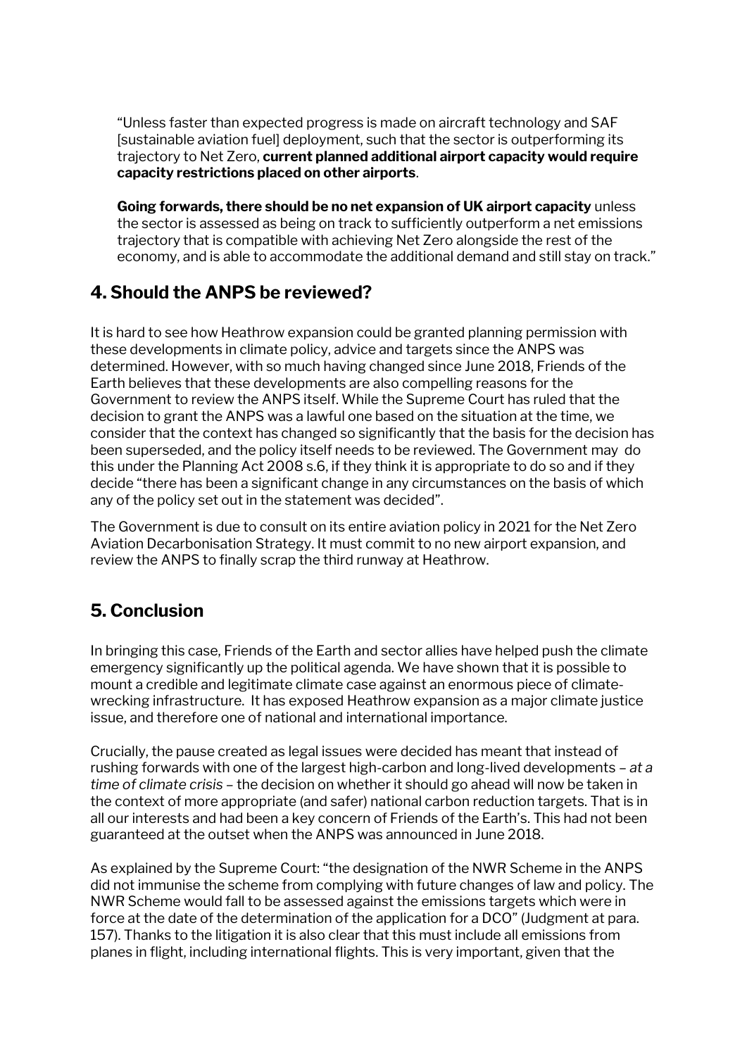> "Unless faster than expected progress is made on aircraft technology and SAF [sustainable aviation fuel] deployment, such that the sector is outperforming its trajectory to Net Zero, **current planned additional airport capacity would require capacity restrictions placed on other airports**.
>
> **Going forwards, there should be no net expansion of UK airport capacity** unless the sector is assessed as being on track to sufficiently outperform a net emissions trajectory that is compatible with achieving Net Zero alongside the rest of the economy, and is able to accommodate the additional demand and still stay on track."

## 4. Should the ANPS be reviewed?

It is hard to see how Heathrow expansion could be granted planning permission with these developments in climate policy, advice and targets since the ANPS was determined. However, with so much having changed since June 2018, Friends of the Earth believes that these developments are also compelling reasons for the Government to review the ANPS itself. While the Supreme Court has ruled that the decision to grant the ANPS was a lawful one based on the situation at the time, we consider that the context has changed so significantly that the basis for the decision has been superseded, and the policy itself needs to be reviewed. The Government may do this under the Planning Act 2008 s.6, if they think it is appropriate to do so and if they decide "there has been a significant change in any circumstances on the basis of which any of the policy set out in the statement was decided".

The Government is due to consult on its entire aviation policy in 2021 for the Net Zero Aviation Decarbonisation Strategy. It must commit to no new airport expansion, and review the ANPS to finally scrap the third runway at Heathrow.

## 5. Conclusion

In bringing this case, Friends of the Earth and sector allies have helped push the climate emergency significantly up the political agenda. We have shown that it is possible to mount a credible and legitimate climate case against an enormous piece of climate-wrecking infrastructure. It has exposed Heathrow expansion as a major climate justice issue, and therefore one of national and international importance.

Crucially, the pause created as legal issues were decided has meant that instead of rushing forwards with one of the largest high-carbon and long-lived developments – *at a time of climate crisis* – the decision on whether it should go ahead will now be taken in the context of more appropriate (and safer) national carbon reduction targets. That is in all our interests and had been a key concern of Friends of the Earth's. This had not been guaranteed at the outset when the ANPS was announced in June 2018.

As explained by the Supreme Court: "the designation of the NWR Scheme in the ANPS did not immunise the scheme from complying with future changes of law and policy. The NWR Scheme would fall to be assessed against the emissions targets which were in force at the date of the determination of the application for a DCO" (Judgment at para. 157). Thanks to the litigation it is also clear that this must include all emissions from planes in flight, including international flights. This is very important, given that the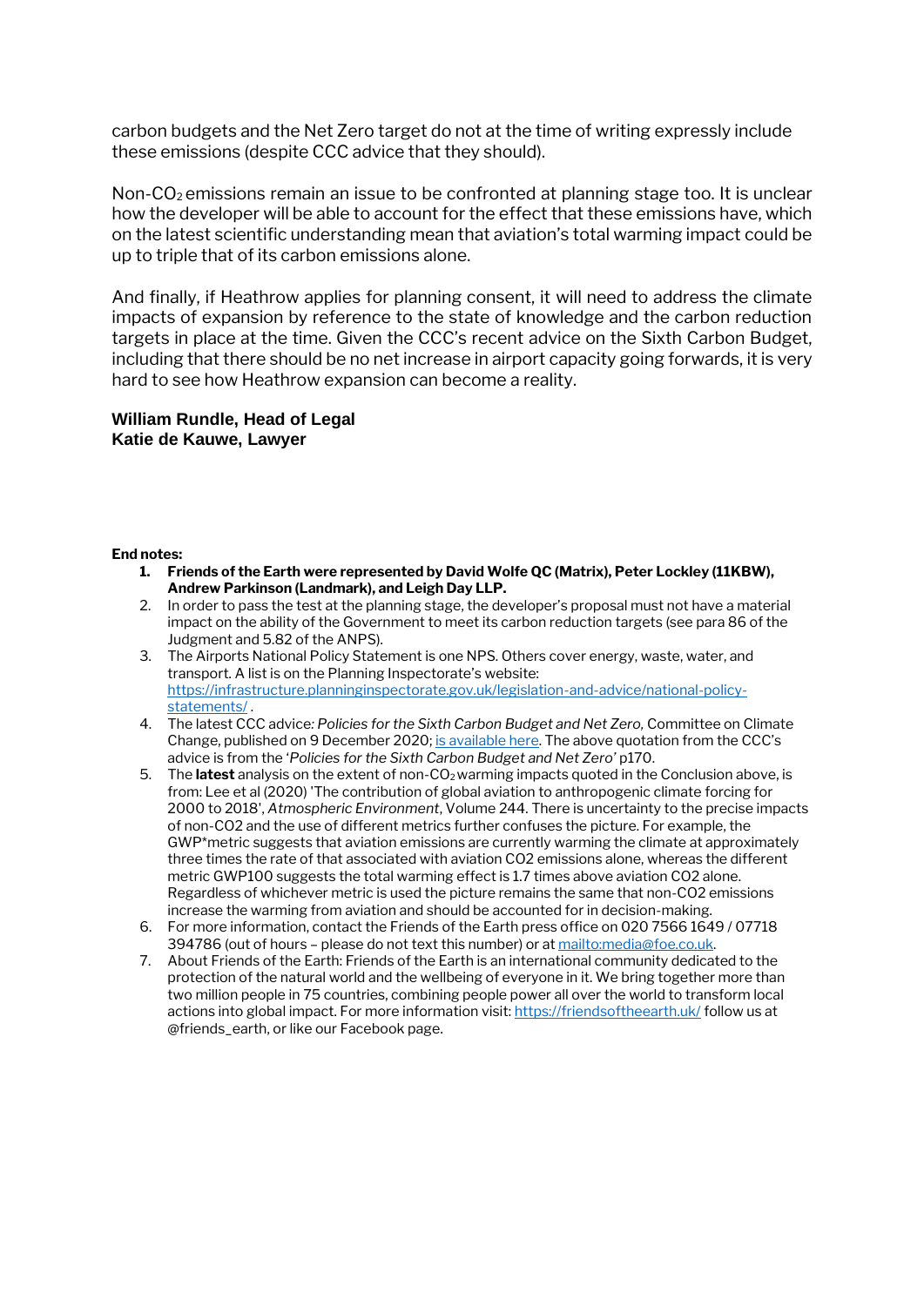carbon budgets and the Net Zero target do not at the time of writing expressly include these emissions (despite CCC advice that they should).

Non-$CO_2$ emissions remain an issue to be confronted at planning stage too. It is unclear how the developer will be able to account for the effect that these emissions have, which on the latest scientific understanding mean that aviation's total warming impact could be up to triple that of its carbon emissions alone.

And finally, if Heathrow applies for planning consent, it will need to address the climate impacts of expansion by reference to the state of knowledge and the carbon reduction targets in place at the time. Given the CCC's recent advice on the Sixth Carbon Budget, including that there should be no net increase in airport capacity going forwards, it is very hard to see how Heathrow expansion can become a reality.

**William Rundle, Head of Legal**
**Katie de Kauwe, Lawyer**

**End notes:**

1. **Friends of the Earth were represented by David Wolfe QC (Matrix), Peter Lockley (11KBW), Andrew Parkinson (Landmark), and Leigh Day LLP.**
2. In order to pass the test at the planning stage, the developer's proposal must not have a material impact on the ability of the Government to meet its carbon reduction targets (see para 86 of the Judgment and 5.82 of the ANPS).
3. The Airports National Policy Statement is one NPS. Others cover energy, waste, water, and transport. A list is on the Planning Inspectorate's website: [https://infrastructure.planninginspectorate.gov.uk/legislation-and-advice/national-policy-statements/](https://infrastructure.planninginspectorate.gov.uk/legislation-and-advice/national-policy-statements/) .
4. The latest CCC advice: *Policies for the Sixth Carbon Budget and Net Zero,* Committee on Climate Change, published on 9 December 2020; is available here. The above quotation from the CCC's advice is from the '*Policies for the Sixth Carbon Budget and Net Zero*' p170.
5. The **latest** analysis on the extent of non-$CO_2$ warming impacts quoted in the Conclusion above, is from: Lee et al (2020) 'The contribution of global aviation to anthropogenic climate forcing for 2000 to 2018', *Atmospheric Environment*, Volume 244. There is uncertainty to the precise impacts of non-CO2 and the use of different metrics further confuses the picture. For example, the GWP*metric suggests that aviation emissions are currently warming the climate at approximately three times the rate of that associated with aviation CO2 emissions alone, whereas the different metric GWP100 suggests the total warming effect is 1.7 times above aviation CO2 alone. Regardless of whichever metric is used the picture remains the same that non-CO2 emissions increase the warming from aviation and should be accounted for in decision-making.
6. For more information, contact the Friends of the Earth press office on 020 7566 1649 / 07718 394786 (out of hours – please do not text this number) or at mailto:media@foe.co.uk.
7. About Friends of the Earth: Friends of the Earth is an international community dedicated to the protection of the natural world and the wellbeing of everyone in it. We bring together more than two million people in 75 countries, combining people power all over the world to transform local actions into global impact. For more information visit: [https://friendsoftheearth.uk/](https://friendsoftheearth.uk/) follow us at @friends_earth, or like our Facebook page.